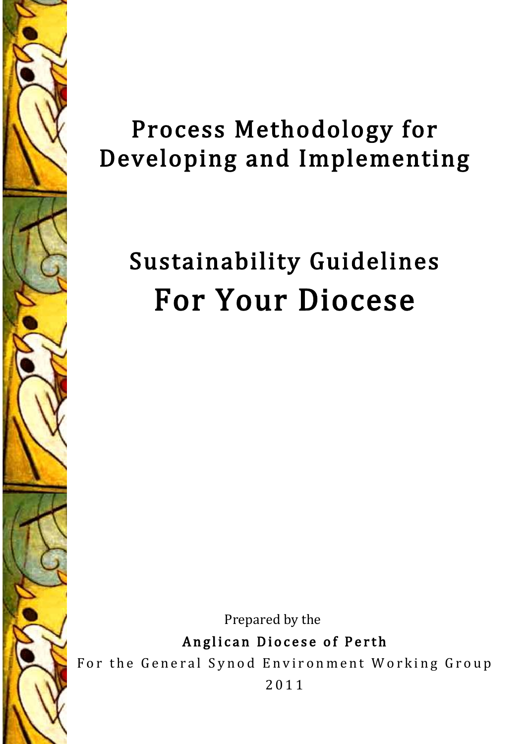# Process Methodology for Developing and Implementing

# Sustainability Guidelines For Your Diocese

Prepared by the

**Anglican Diocese of Perth**

For the General Synod Environment Working Group

2011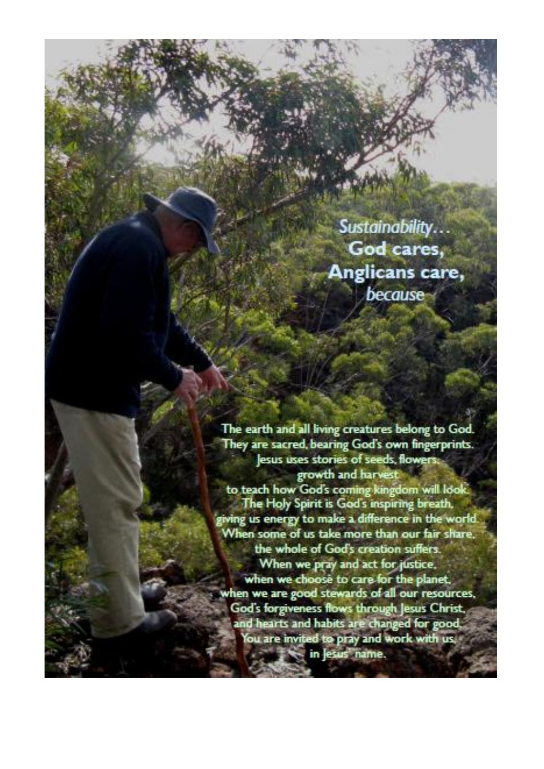*Sustainability…*
**God cares,**
**Anglicans care,**
*because*

The earth and all living creatures belong to God.
They are sacred, bearing God's own fingerprints.
Jesus uses stories of seeds, flowers,
growth and harvest
to teach how God's coming kingdom will look.
The Holy Spirit is God's inspiring breath,
giving us energy to make a difference in the world.
When some of us take more than our fair share,
the whole of God's creation suffers.
When we pray and act for justice,
when we choose to care for the planet,
when we are good stewards of all our resources,
God's forgiveness flows through Jesus Christ,
and hearts and habits are changed for good.
You are invited to pray and work with us,
in Jesus' name.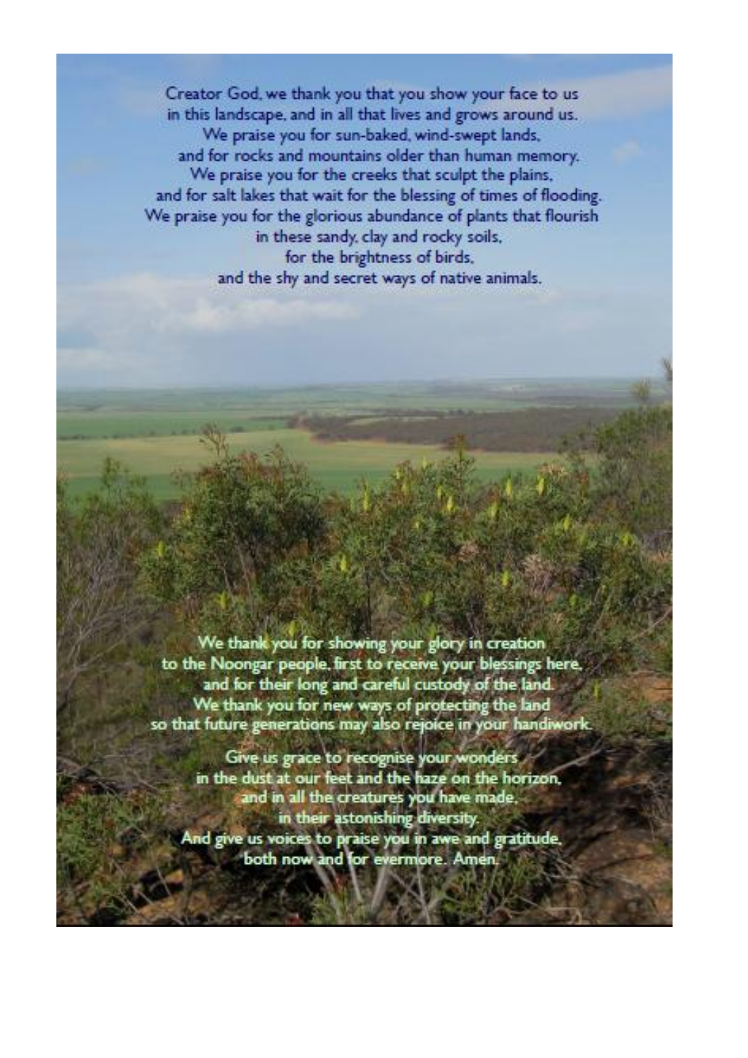Creator God, we thank you that you show your face to us
in this landscape, and in all that lives and grows around us.
We praise you for sun-baked, wind-swept lands,
and for rocks and mountains older than human memory.
We praise you for the creeks that sculpt the plains,
and for salt lakes that wait for the blessing of times of flooding.
We praise you for the glorious abundance of plants that flourish
in these sandy, clay and rocky soils,
for the brightness of birds,
and the shy and secret ways of native animals.

We thank you for showing your glory in creation
to the Noongar people, first to receive your blessings here,
and for their long and careful custody of the land.
We thank you for new ways of protecting the land
so that future generations may also rejoice in your handiwork.

Give us grace to recognise your wonders
in the dust at our feet and the haze on the horizon,
and in all the creatures you have made,
in their astonishing diversity.
And give us voices to praise you in awe and gratitude,
both now and for evermore. Amen.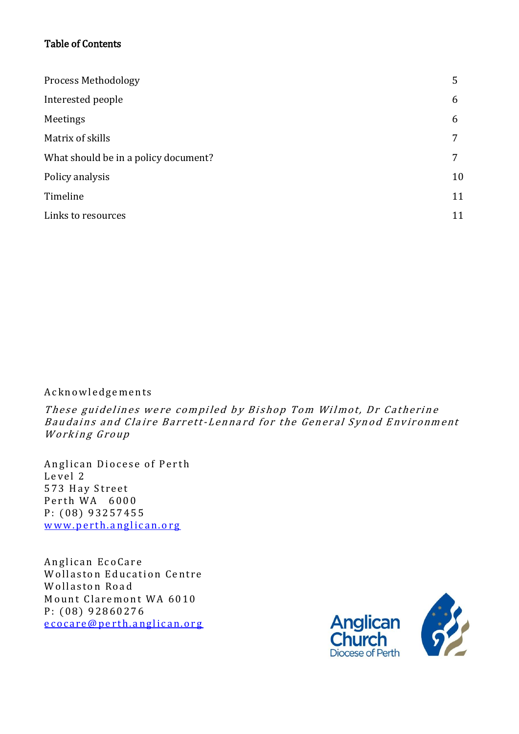## Table of Contents

| | |
|---|---|
| Process Methodology | 5 |
| Interested people | 6 |
| Meetings | 6 |
| Matrix of skills | 7 |
| What should be in a policy document? | 7 |
| Policy analysis | 10 |
| Timeline | 11 |
| Links to resources | 11 |

Acknowledgements

*These guidelines were compiled by Bishop Tom Wilmot, Dr Catherine Baudains and Claire Barrett-Lennard for the General Synod Environment Working Group*

Anglican Diocese of Perth
Level 2
573 Hay Street
Perth WA 6000
P: (08) 93257455
www.perth.anglican.org

Anglican EcoCare
Wollaston Education Centre
Wollaston Road
Mount Claremont WA 6010
P: (08) 92860276
ecocare@perth.anglican.org

Anglican Church
Diocese of Perth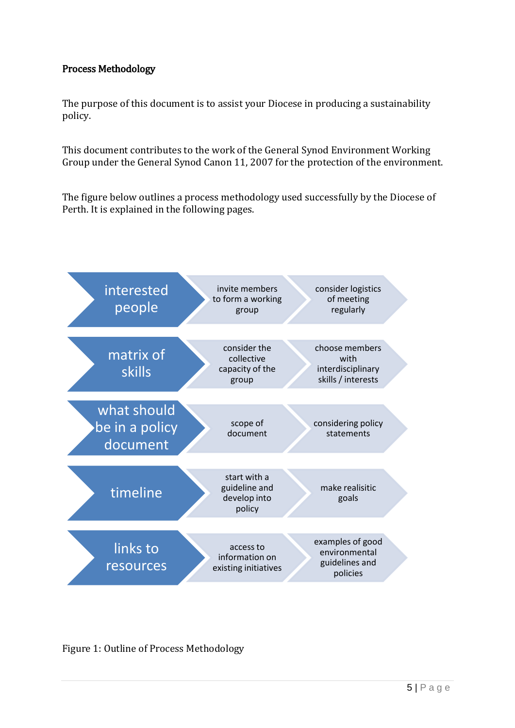**Process Methodology**

The purpose of this document is to assist your Diocese in producing a sustainability policy.

This document contributes to the work of the General Synod Environment Working Group under the General Synod Canon 11, 2007 for the protection of the environment.

The figure below outlines a process methodology used successfully by the Diocese of Perth. It is explained in the following pages.

| | | |
|---|---|---|
| interested people | invite members to form a working group | consider logistics of meeting regularly |
| matrix of skills | consider the collective capacity of the group | choose members with interdisciplinary skills / interests |
| what should be in a policy document | scope of document | considering policy statements |
| timeline | start with a guideline and develop into policy | make realisitic goals |
| links to resources | access to information on existing initiatives | examples of good environmental guidelines and policies |

Figure 1: Outline of Process Methodology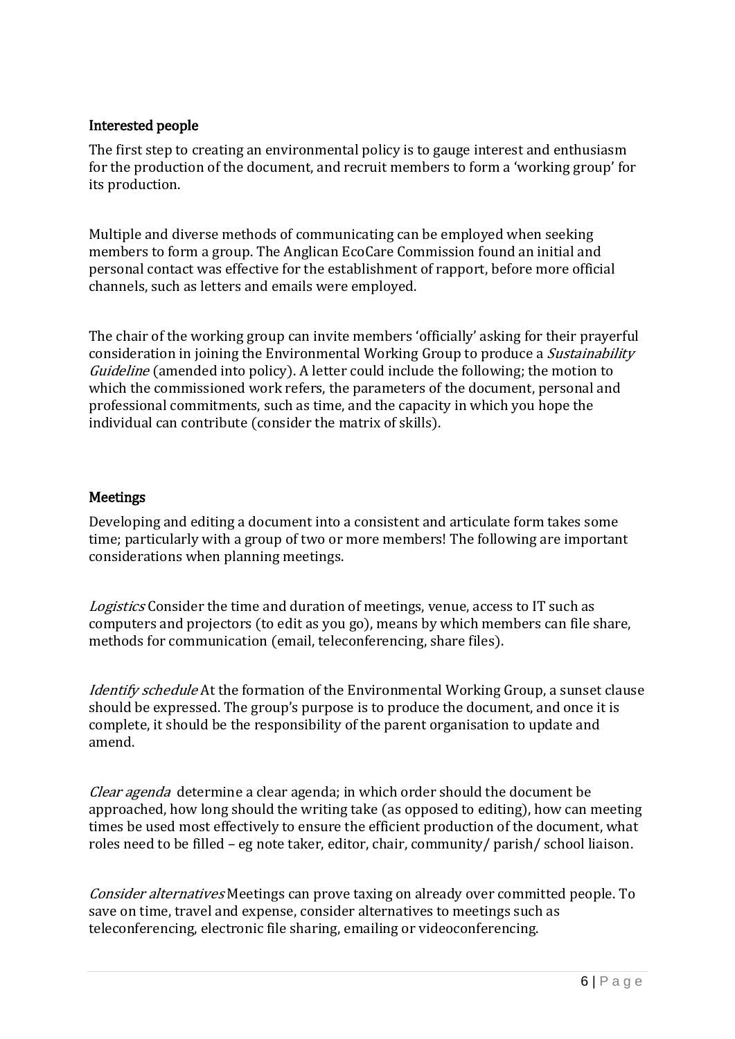## Interested people

The first step to creating an environmental policy is to gauge interest and enthusiasm for the production of the document, and recruit members to form a 'working group' for its production.

Multiple and diverse methods of communicating can be employed when seeking members to form a group. The Anglican EcoCare Commission found an initial and personal contact was effective for the establishment of rapport, before more official channels, such as letters and emails were employed.

The chair of the working group can invite members 'officially' asking for their prayerful consideration in joining the Environmental Working Group to produce a *Sustainability Guideline* (amended into policy). A letter could include the following; the motion to which the commissioned work refers, the parameters of the document, personal and professional commitments, such as time, and the capacity in which you hope the individual can contribute (consider the matrix of skills).

## Meetings

Developing and editing a document into a consistent and articulate form takes some time; particularly with a group of two or more members! The following are important considerations when planning meetings.

*Logistics* Consider the time and duration of meetings, venue, access to IT such as computers and projectors (to edit as you go), means by which members can file share, methods for communication (email, teleconferencing, share files).

*Identify schedule* At the formation of the Environmental Working Group, a sunset clause should be expressed. The group's purpose is to produce the document, and once it is complete, it should be the responsibility of the parent organisation to update and amend.

*Clear agenda* determine a clear agenda; in which order should the document be approached, how long should the writing take (as opposed to editing), how can meeting times be used most effectively to ensure the efficient production of the document, what roles need to be filled – eg note taker, editor, chair, community/ parish/ school liaison.

*Consider alternatives* Meetings can prove taxing on already over committed people. To save on time, travel and expense, consider alternatives to meetings such as teleconferencing, electronic file sharing, emailing or videoconferencing.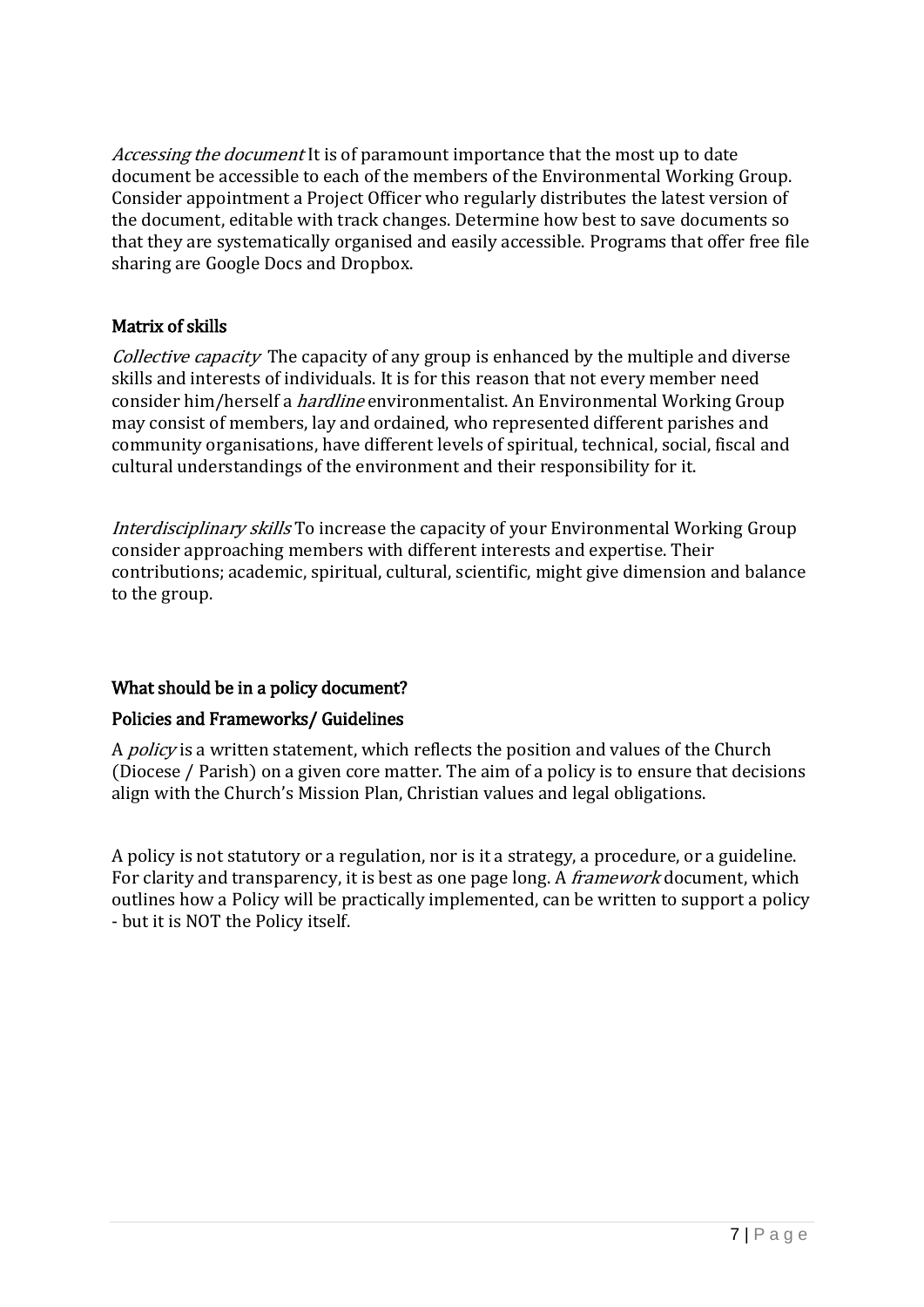*Accessing the document* It is of paramount importance that the most up to date document be accessible to each of the members of the Environmental Working Group. Consider appointment a Project Officer who regularly distributes the latest version of the document, editable with track changes. Determine how best to save documents so that they are systematically organised and easily accessible. Programs that offer free file sharing are Google Docs and Dropbox.

### Matrix of skills

*Collective capacity* The capacity of any group is enhanced by the multiple and diverse skills and interests of individuals. It is for this reason that not every member need consider him/herself a *hardline* environmentalist. An Environmental Working Group may consist of members, lay and ordained, who represented different parishes and community organisations, have different levels of spiritual, technical, social, fiscal and cultural understandings of the environment and their responsibility for it.

*Interdisciplinary skills* To increase the capacity of your Environmental Working Group consider approaching members with different interests and expertise. Their contributions; academic, spiritual, cultural, scientific, might give dimension and balance to the group.

### What should be in a policy document?

### Policies and Frameworks/ Guidelines

A *policy* is a written statement, which reflects the position and values of the Church (Diocese / Parish) on a given core matter. The aim of a policy is to ensure that decisions align with the Church's Mission Plan, Christian values and legal obligations.

A policy is not statutory or a regulation, nor is it a strategy, a procedure, or a guideline. For clarity and transparency, it is best as one page long. A *framework* document, which outlines how a Policy will be practically implemented, can be written to support a policy - but it is NOT the Policy itself.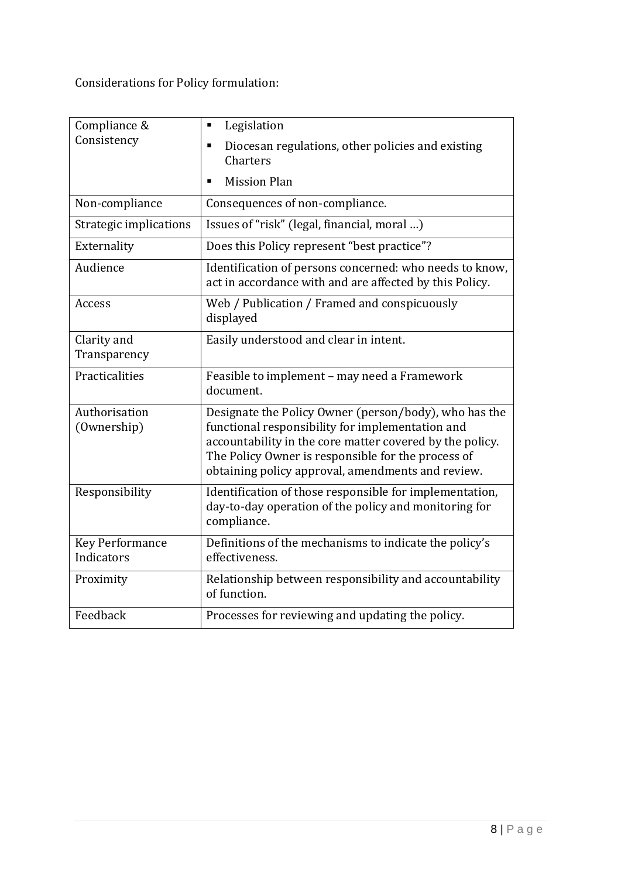Considerations for Policy formulation:

| | |
|---|---|
| Compliance & Consistency | ▪ Legislation<br>▪ Diocesan regulations, other policies and existing Charters<br>▪ Mission Plan |
| Non-compliance | Consequences of non-compliance. |
| Strategic implications | Issues of "risk" (legal, financial, moral …) |
| Externality | Does this Policy represent "best practice"? |
| Audience | Identification of persons concerned: who needs to know, act in accordance with and are affected by this Policy. |
| Access | Web / Publication / Framed and conspicuously displayed |
| Clarity and Transparency | Easily understood and clear in intent. |
| Practicalities | Feasible to implement – may need a Framework document. |
| Authorisation (Ownership) | Designate the Policy Owner (person/body), who has the functional responsibility for implementation and accountability in the core matter covered by the policy. The Policy Owner is responsible for the process of obtaining policy approval, amendments and review. |
| Responsibility | Identification of those responsible for implementation, day-to-day operation of the policy and monitoring for compliance. |
| Key Performance Indicators | Definitions of the mechanisms to indicate the policy's effectiveness. |
| Proximity | Relationship between responsibility and accountability of function. |
| Feedback | Processes for reviewing and updating the policy. |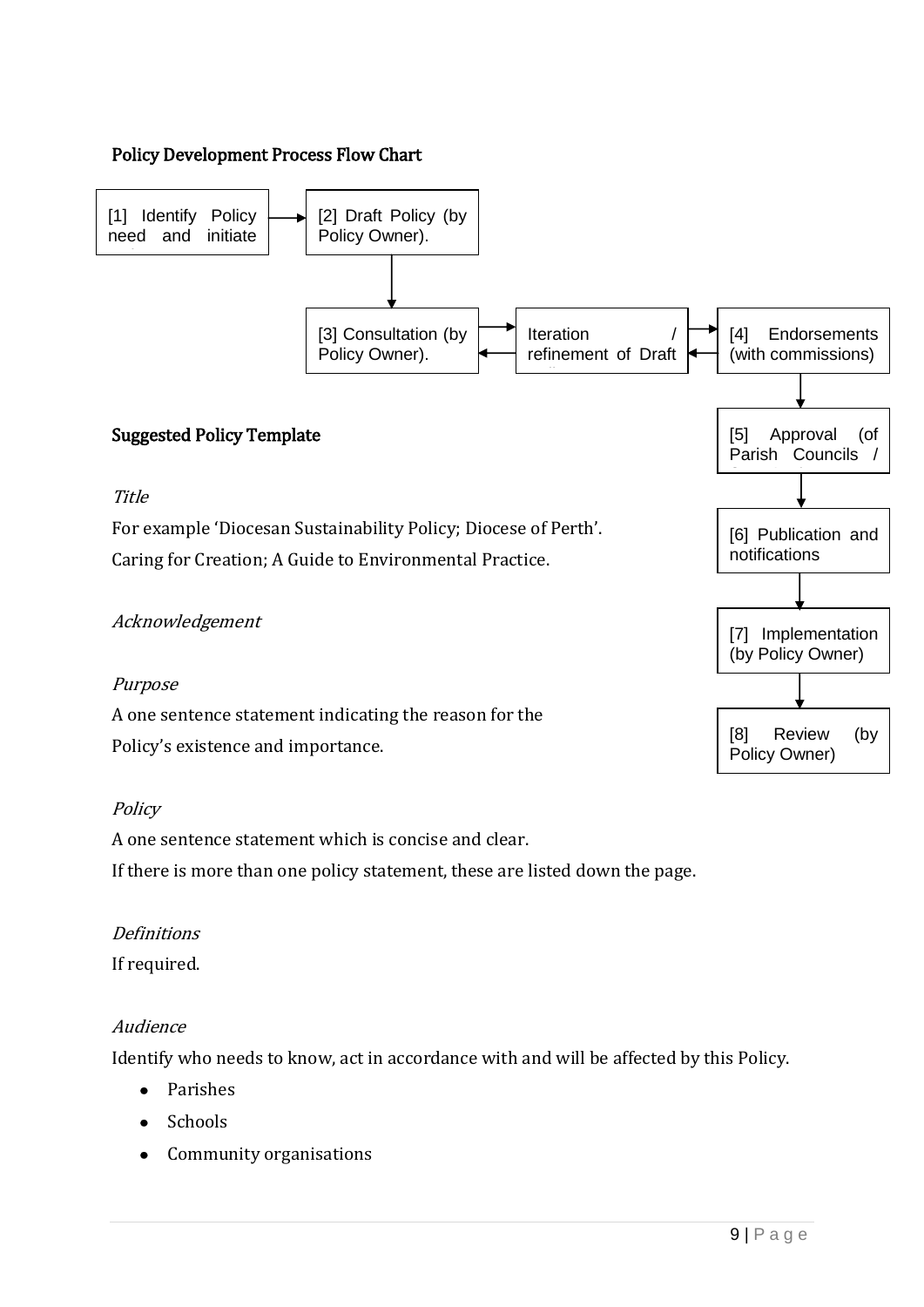## Policy Development Process Flow Chart

- [1] Identify Policy need and initiate
- [2] Draft Policy (by Policy Owner).
- [3] Consultation (by Policy Owner).
- Iteration / refinement of Draft
- [4] Endorsements (with commissions)
- [5] Approval (of Parish Councils /
- [6] Publication and notifications
- [7] Implementation (by Policy Owner)
- [8] Review (by Policy Owner)

## Suggested Policy Template

*Title*

For example 'Diocesan Sustainability Policy; Diocese of Perth'.

Caring for Creation; A Guide to Environmental Practice.

*Acknowledgement*

*Purpose*

A one sentence statement indicating the reason for the Policy's existence and importance.

*Policy*

A one sentence statement which is concise and clear.

If there is more than one policy statement, these are listed down the page.

*Definitions*

If required.

*Audience*

Identify who needs to know, act in accordance with and will be affected by this Policy.

- Parishes
- Schools
- Community organisations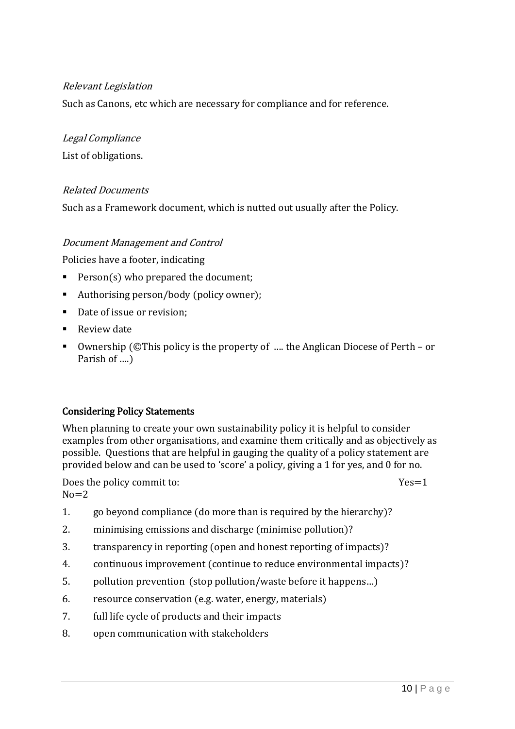*Relevant Legislation*

Such as Canons, etc which are necessary for compliance and for reference.

*Legal Compliance*

List of obligations.

*Related Documents*

Such as a Framework document, which is nutted out usually after the Policy.

*Document Management and Control*

Policies have a footer, indicating

- Person(s) who prepared the document;
- Authorising person/body (policy owner);
- Date of issue or revision;
- Review date
- Ownership (©This policy is the property of …. the Anglican Diocese of Perth – or Parish of ….)

## Considering Policy Statements

When planning to create your own sustainability policy it is helpful to consider examples from other organisations, and examine them critically and as objectively as possible. Questions that are helpful in gauging the quality of a policy statement are provided below and can be used to 'score' a policy, giving a 1 for yes, and 0 for no.

Does the policy commit to: Yes=1 No=2

1. go beyond compliance (do more than is required by the hierarchy)?
2. minimising emissions and discharge (minimise pollution)?
3. transparency in reporting (open and honest reporting of impacts)?
4. continuous improvement (continue to reduce environmental impacts)?
5. pollution prevention (stop pollution/waste before it happens…)
6. resource conservation (e.g. water, energy, materials)
7. full life cycle of products and their impacts
8. open communication with stakeholders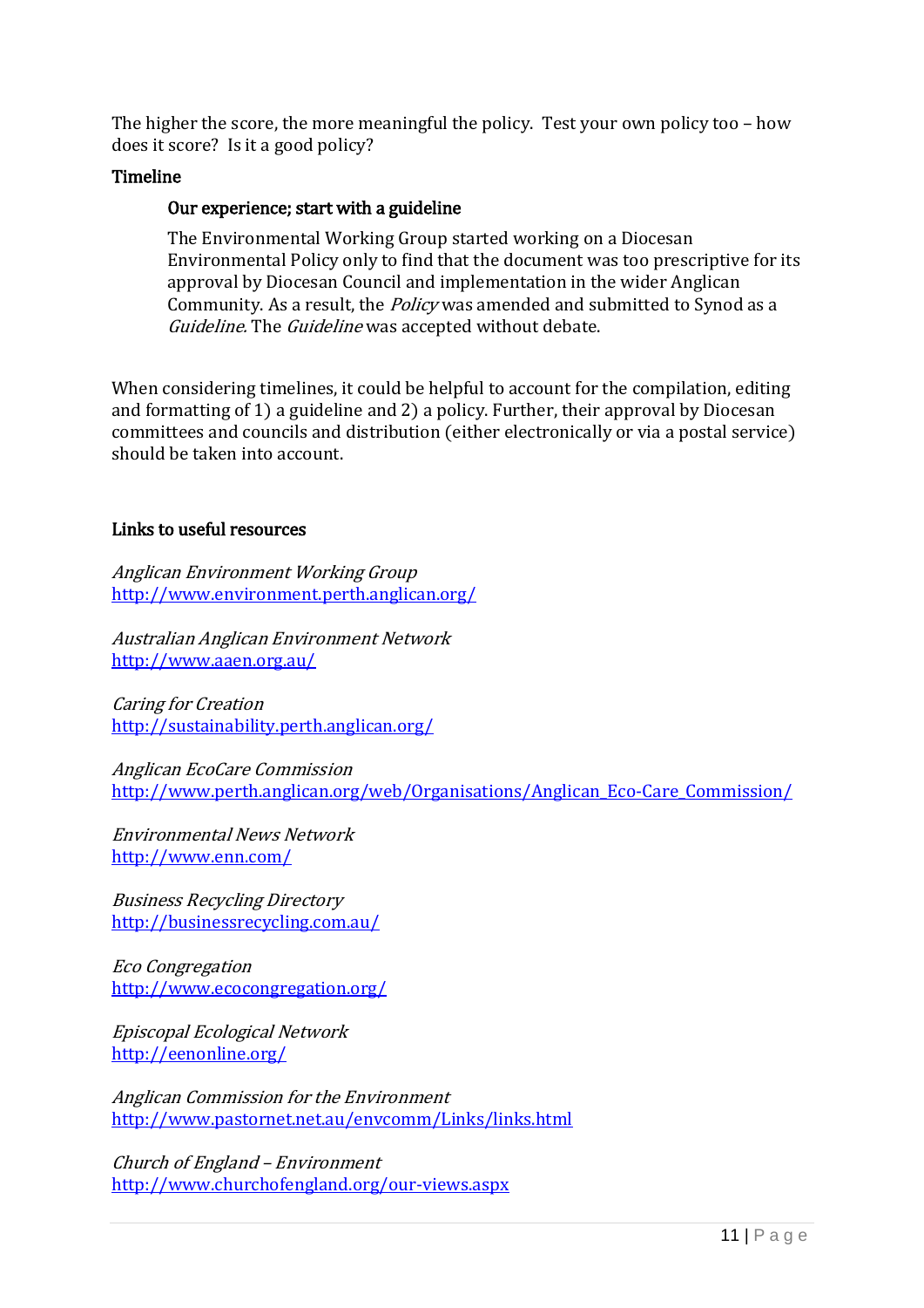The higher the score, the more meaningful the policy. Test your own policy too – how does it score? Is it a good policy?

## Timeline

### Our experience; start with a guideline

The Environmental Working Group started working on a Diocesan Environmental Policy only to find that the document was too prescriptive for its approval by Diocesan Council and implementation in the wider Anglican Community. As a result, the *Policy* was amended and submitted to Synod as a *Guideline*. The *Guideline* was accepted without debate.

When considering timelines, it could be helpful to account for the compilation, editing and formatting of 1) a guideline and 2) a policy. Further, their approval by Diocesan committees and councils and distribution (either electronically or via a postal service) should be taken into account.

## Links to useful resources

*Anglican Environment Working Group*
http://www.environment.perth.anglican.org/

*Australian Anglican Environment Network*
http://www.aaen.org.au/

*Caring for Creation*
http://sustainability.perth.anglican.org/

*Anglican EcoCare Commission*
http://www.perth.anglican.org/web/Organisations/Anglican_Eco-Care_Commission/

*Environmental News Network*
http://www.enn.com/

*Business Recycling Directory*
http://businessrecycling.com.au/

*Eco Congregation*
http://www.ecocongregation.org/

*Episcopal Ecological Network*
http://eenonline.org/

*Anglican Commission for the Environment*
http://www.pastornet.net.au/envcomm/Links/links.html

*Church of England – Environment*
http://www.churchofengland.org/our-views.aspx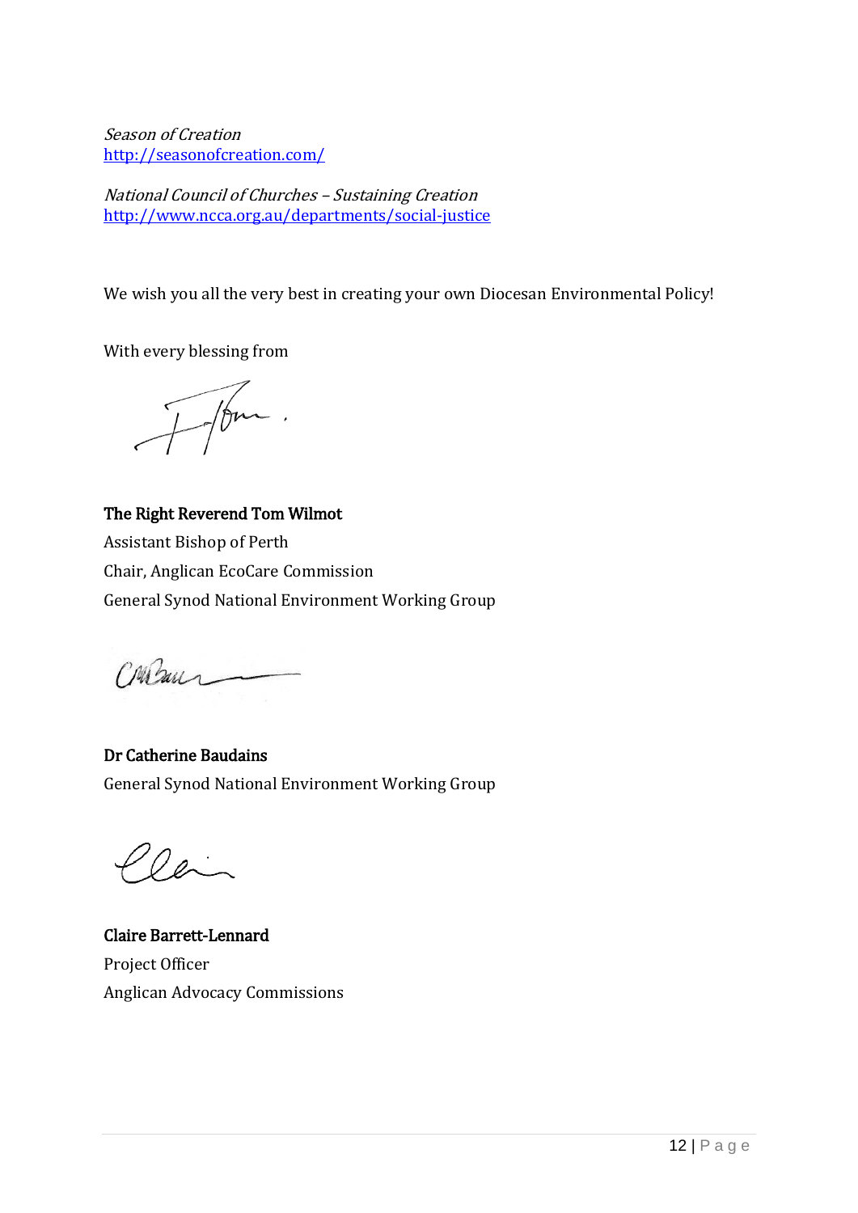*Season of Creation*
http://seasonofcreation.com/

*National Council of Churches – Sustaining Creation*
http://www.ncca.org.au/departments/social-justice

We wish you all the very best in creating your own Diocesan Environmental Policy!

With every blessing from

**The Right Reverend Tom Wilmot**
Assistant Bishop of Perth
Chair, Anglican EcoCare Commission
General Synod National Environment Working Group

**Dr Catherine Baudains**
General Synod National Environment Working Group

**Claire Barrett-Lennard**
Project Officer
Anglican Advocacy Commissions